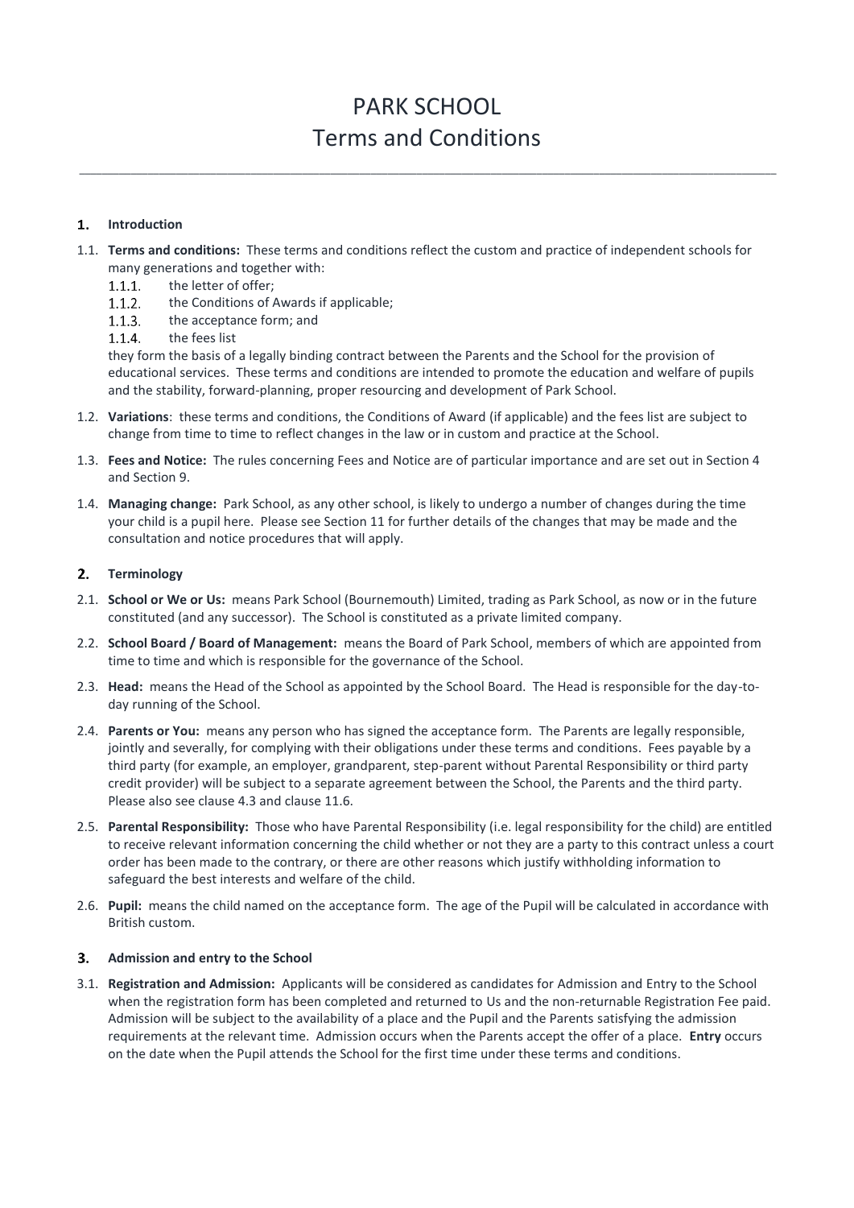# PARK SCHOOL
## Terms and Conditions

---

## 1. Introduction

1.1. **Terms and conditions:** These terms and conditions reflect the custom and practice of independent schools for many generations and together with:

- 1.1.1. the letter of offer;
- 1.1.2. the Conditions of Awards if applicable;
- 1.1.3. the acceptance form; and
- 1.1.4. the fees list

they form the basis of a legally binding contract between the Parents and the School for the provision of educational services. These terms and conditions are intended to promote the education and welfare of pupils and the stability, forward-planning, proper resourcing and development of Park School.

1.2. **Variations**: these terms and conditions, the Conditions of Award (if applicable) and the fees list are subject to change from time to time to reflect changes in the law or in custom and practice at the School.

1.3. **Fees and Notice:** The rules concerning Fees and Notice are of particular importance and are set out in Section 4 and Section 9.

1.4. **Managing change:** Park School, as any other school, is likely to undergo a number of changes during the time your child is a pupil here. Please see Section 11 for further details of the changes that may be made and the consultation and notice procedures that will apply.

## 2. Terminology

2.1. **School or We or Us:** means Park School (Bournemouth) Limited, trading as Park School, as now or in the future constituted (and any successor). The School is constituted as a private limited company.

2.2. **School Board / Board of Management:** means the Board of Park School, members of which are appointed from time to time and which is responsible for the governance of the School.

2.3. **Head:** means the Head of the School as appointed by the School Board. The Head is responsible for the day-to-day running of the School.

2.4. **Parents or You:** means any person who has signed the acceptance form. The Parents are legally responsible, jointly and severally, for complying with their obligations under these terms and conditions. Fees payable by a third party (for example, an employer, grandparent, step-parent without Parental Responsibility or third party credit provider) will be subject to a separate agreement between the School, the Parents and the third party. Please also see clause 4.3 and clause 11.6.

2.5. **Parental Responsibility:** Those who have Parental Responsibility (i.e. legal responsibility for the child) are entitled to receive relevant information concerning the child whether or not they are a party to this contract unless a court order has been made to the contrary, or there are other reasons which justify withholding information to safeguard the best interests and welfare of the child.

2.6. **Pupil:** means the child named on the acceptance form. The age of the Pupil will be calculated in accordance with British custom.

## 3. Admission and entry to the School

3.1. **Registration and Admission:** Applicants will be considered as candidates for Admission and Entry to the School when the registration form has been completed and returned to Us and the non-returnable Registration Fee paid. Admission will be subject to the availability of a place and the Pupil and the Parents satisfying the admission requirements at the relevant time. Admission occurs when the Parents accept the offer of a place. **Entry** occurs on the date when the Pupil attends the School for the first time under these terms and conditions.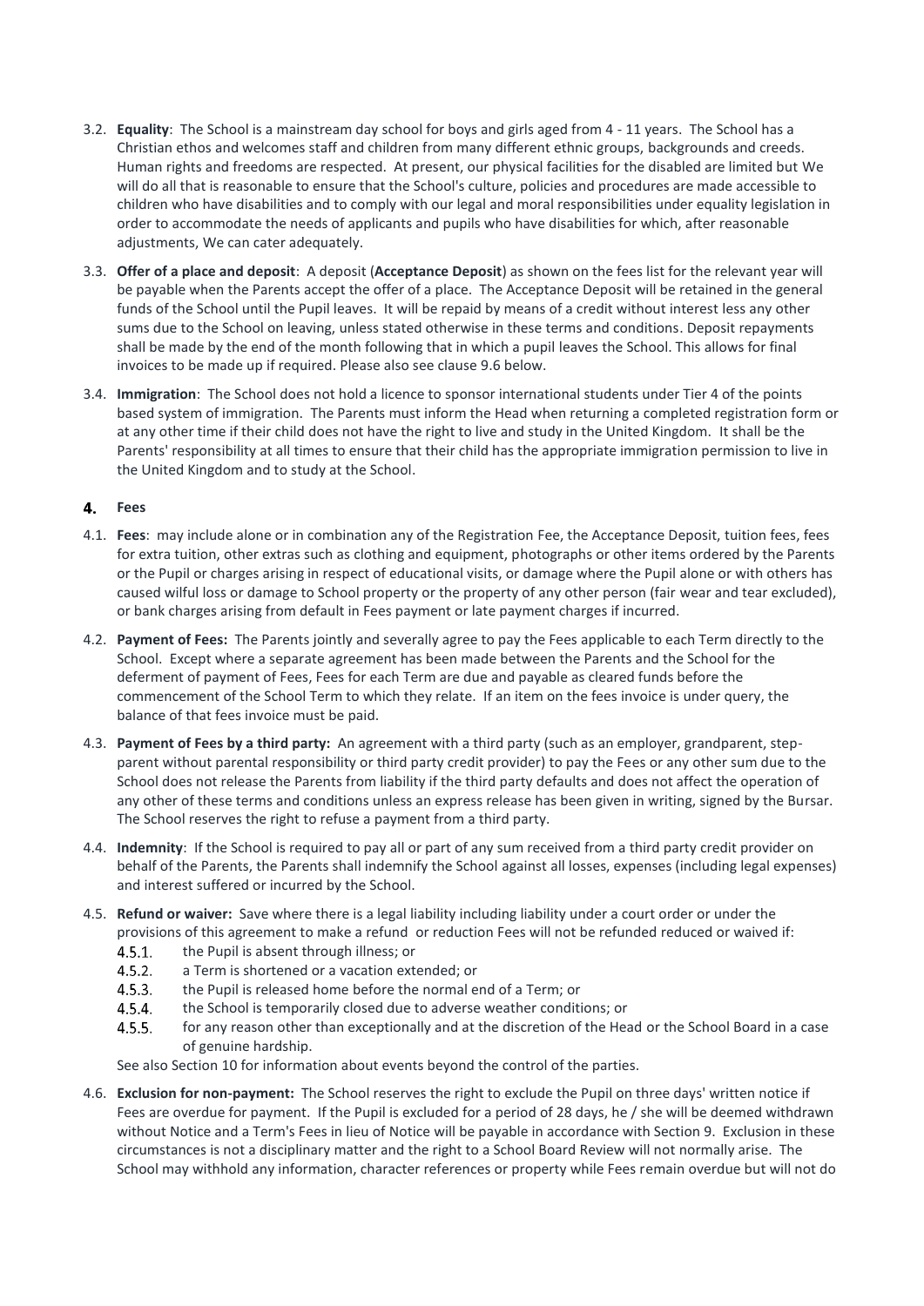3.2. **Equality**: The School is a mainstream day school for boys and girls aged from 4 - 11 years. The School has a Christian ethos and welcomes staff and children from many different ethnic groups, backgrounds and creeds. Human rights and freedoms are respected. At present, our physical facilities for the disabled are limited but We will do all that is reasonable to ensure that the School's culture, policies and procedures are made accessible to children who have disabilities and to comply with our legal and moral responsibilities under equality legislation in order to accommodate the needs of applicants and pupils who have disabilities for which, after reasonable adjustments, We can cater adequately.

3.3. **Offer of a place and deposit**: A deposit (**Acceptance Deposit**) as shown on the fees list for the relevant year will be payable when the Parents accept the offer of a place. The Acceptance Deposit will be retained in the general funds of the School until the Pupil leaves. It will be repaid by means of a credit without interest less any other sums due to the School on leaving, unless stated otherwise in these terms and conditions. Deposit repayments shall be made by the end of the month following that in which a pupil leaves the School. This allows for final invoices to be made up if required. Please also see clause 9.6 below.

3.4. **Immigration**: The School does not hold a licence to sponsor international students under Tier 4 of the points based system of immigration. The Parents must inform the Head when returning a completed registration form or at any other time if their child does not have the right to live and study in the United Kingdom. It shall be the Parents' responsibility at all times to ensure that their child has the appropriate immigration permission to live in the United Kingdom and to study at the School.

## 4. Fees

4.1. **Fees**: may include alone or in combination any of the Registration Fee, the Acceptance Deposit, tuition fees, fees for extra tuition, other extras such as clothing and equipment, photographs or other items ordered by the Parents or the Pupil or charges arising in respect of educational visits, or damage where the Pupil alone or with others has caused wilful loss or damage to School property or the property of any other person (fair wear and tear excluded), or bank charges arising from default in Fees payment or late payment charges if incurred.

4.2. **Payment of Fees:** The Parents jointly and severally agree to pay the Fees applicable to each Term directly to the School. Except where a separate agreement has been made between the Parents and the School for the deferment of payment of Fees, Fees for each Term are due and payable as cleared funds before the commencement of the School Term to which they relate. If an item on the fees invoice is under query, the balance of that fees invoice must be paid.

4.3. **Payment of Fees by a third party:** An agreement with a third party (such as an employer, grandparent, step-parent without parental responsibility or third party credit provider) to pay the Fees or any other sum due to the School does not release the Parents from liability if the third party defaults and does not affect the operation of any other of these terms and conditions unless an express release has been given in writing, signed by the Bursar. The School reserves the right to refuse a payment from a third party.

4.4. **Indemnity**: If the School is required to pay all or part of any sum received from a third party credit provider on behalf of the Parents, the Parents shall indemnify the School against all losses, expenses (including legal expenses) and interest suffered or incurred by the School.

4.5. **Refund or waiver:** Save where there is a legal liability including liability under a court order or under the provisions of this agreement to make a refund or reduction Fees will not be refunded reduced or waived if:

- 4.5.1. the Pupil is absent through illness; or
- 4.5.2. a Term is shortened or a vacation extended; or
- 4.5.3. the Pupil is released home before the normal end of a Term; or
- 4.5.4. the School is temporarily closed due to adverse weather conditions; or
- 4.5.5. for any reason other than exceptionally and at the discretion of the Head or the School Board in a case of genuine hardship.

See also Section 10 for information about events beyond the control of the parties.

4.6. **Exclusion for non-payment:** The School reserves the right to exclude the Pupil on three days' written notice if Fees are overdue for payment. If the Pupil is excluded for a period of 28 days, he / she will be deemed withdrawn without Notice and a Term's Fees in lieu of Notice will be payable in accordance with Section 9. Exclusion in these circumstances is not a disciplinary matter and the right to a School Board Review will not normally arise. The School may withhold any information, character references or property while Fees remain overdue but will not do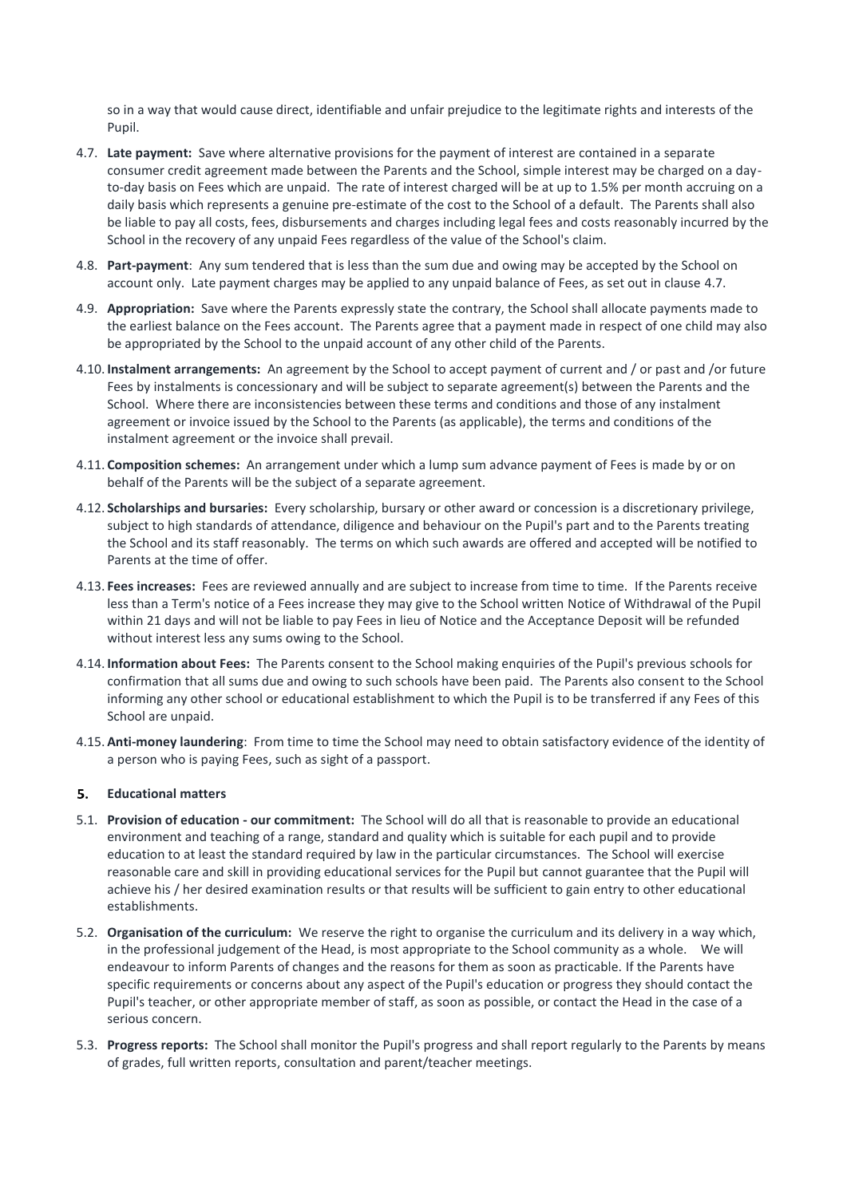so in a way that would cause direct, identifiable and unfair prejudice to the legitimate rights and interests of the Pupil.

4.7. **Late payment:** Save where alternative provisions for the payment of interest are contained in a separate consumer credit agreement made between the Parents and the School, simple interest may be charged on a day-to-day basis on Fees which are unpaid. The rate of interest charged will be at up to 1.5% per month accruing on a daily basis which represents a genuine pre-estimate of the cost to the School of a default. The Parents shall also be liable to pay all costs, fees, disbursements and charges including legal fees and costs reasonably incurred by the School in the recovery of any unpaid Fees regardless of the value of the School's claim.

4.8. **Part-payment**: Any sum tendered that is less than the sum due and owing may be accepted by the School on account only. Late payment charges may be applied to any unpaid balance of Fees, as set out in clause 4.7.

4.9. **Appropriation:** Save where the Parents expressly state the contrary, the School shall allocate payments made to the earliest balance on the Fees account. The Parents agree that a payment made in respect of one child may also be appropriated by the School to the unpaid account of any other child of the Parents.

4.10. **Instalment arrangements:** An agreement by the School to accept payment of current and / or past and /or future Fees by instalments is concessionary and will be subject to separate agreement(s) between the Parents and the School. Where there are inconsistencies between these terms and conditions and those of any instalment agreement or invoice issued by the School to the Parents (as applicable), the terms and conditions of the instalment agreement or the invoice shall prevail.

4.11. **Composition schemes:** An arrangement under which a lump sum advance payment of Fees is made by or on behalf of the Parents will be the subject of a separate agreement.

4.12. **Scholarships and bursaries:** Every scholarship, bursary or other award or concession is a discretionary privilege, subject to high standards of attendance, diligence and behaviour on the Pupil's part and to the Parents treating the School and its staff reasonably. The terms on which such awards are offered and accepted will be notified to Parents at the time of offer.

4.13. **Fees increases:** Fees are reviewed annually and are subject to increase from time to time. If the Parents receive less than a Term's notice of a Fees increase they may give to the School written Notice of Withdrawal of the Pupil within 21 days and will not be liable to pay Fees in lieu of Notice and the Acceptance Deposit will be refunded without interest less any sums owing to the School.

4.14. **Information about Fees:** The Parents consent to the School making enquiries of the Pupil's previous schools for confirmation that all sums due and owing to such schools have been paid. The Parents also consent to the School informing any other school or educational establishment to which the Pupil is to be transferred if any Fees of this School are unpaid.

4.15. **Anti-money laundering**: From time to time the School may need to obtain satisfactory evidence of the identity of a person who is paying Fees, such as sight of a passport.

## 5. Educational matters

5.1. **Provision of education - our commitment:** The School will do all that is reasonable to provide an educational environment and teaching of a range, standard and quality which is suitable for each pupil and to provide education to at least the standard required by law in the particular circumstances. The School will exercise reasonable care and skill in providing educational services for the Pupil but cannot guarantee that the Pupil will achieve his / her desired examination results or that results will be sufficient to gain entry to other educational establishments.

5.2. **Organisation of the curriculum:** We reserve the right to organise the curriculum and its delivery in a way which, in the professional judgement of the Head, is most appropriate to the School community as a whole. We will endeavour to inform Parents of changes and the reasons for them as soon as practicable. If the Parents have specific requirements or concerns about any aspect of the Pupil's education or progress they should contact the Pupil's teacher, or other appropriate member of staff, as soon as possible, or contact the Head in the case of a serious concern.

5.3. **Progress reports:** The School shall monitor the Pupil's progress and shall report regularly to the Parents by means of grades, full written reports, consultation and parent/teacher meetings.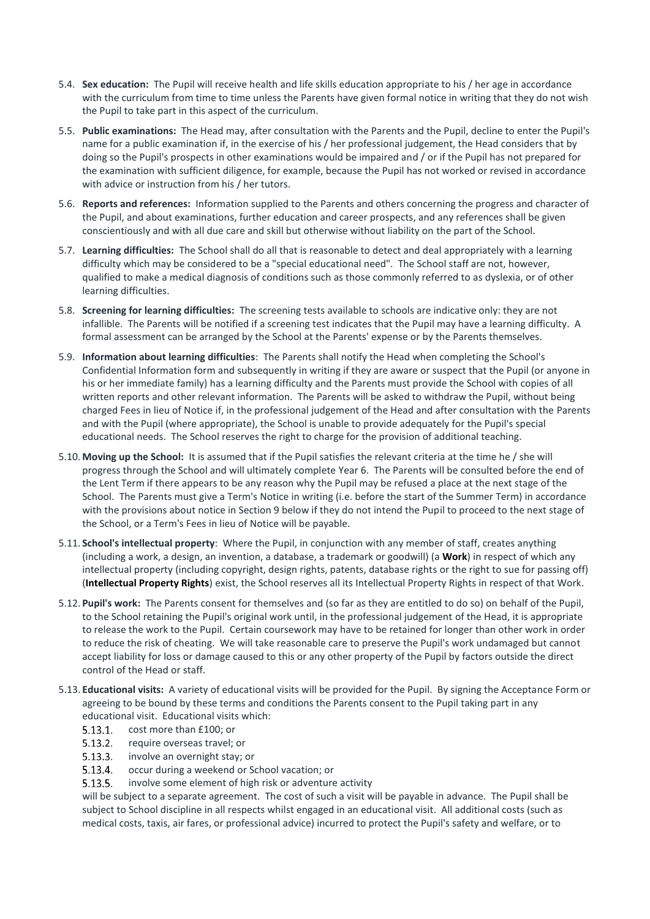5.4. **Sex education:** The Pupil will receive health and life skills education appropriate to his / her age in accordance with the curriculum from time to time unless the Parents have given formal notice in writing that they do not wish the Pupil to take part in this aspect of the curriculum.

5.5. **Public examinations:** The Head may, after consultation with the Parents and the Pupil, decline to enter the Pupil's name for a public examination if, in the exercise of his / her professional judgement, the Head considers that by doing so the Pupil's prospects in other examinations would be impaired and / or if the Pupil has not prepared for the examination with sufficient diligence, for example, because the Pupil has not worked or revised in accordance with advice or instruction from his / her tutors.

5.6. **Reports and references:** Information supplied to the Parents and others concerning the progress and character of the Pupil, and about examinations, further education and career prospects, and any references shall be given conscientiously and with all due care and skill but otherwise without liability on the part of the School.

5.7. **Learning difficulties:** The School shall do all that is reasonable to detect and deal appropriately with a learning difficulty which may be considered to be a "special educational need". The School staff are not, however, qualified to make a medical diagnosis of conditions such as those commonly referred to as dyslexia, or of other learning difficulties.

5.8. **Screening for learning difficulties:** The screening tests available to schools are indicative only: they are not infallible. The Parents will be notified if a screening test indicates that the Pupil may have a learning difficulty. A formal assessment can be arranged by the School at the Parents' expense or by the Parents themselves.

5.9. **Information about learning difficulties**: The Parents shall notify the Head when completing the School's Confidential Information form and subsequently in writing if they are aware or suspect that the Pupil (or anyone in his or her immediate family) has a learning difficulty and the Parents must provide the School with copies of all written reports and other relevant information. The Parents will be asked to withdraw the Pupil, without being charged Fees in lieu of Notice if, in the professional judgement of the Head and after consultation with the Parents and with the Pupil (where appropriate), the School is unable to provide adequately for the Pupil's special educational needs. The School reserves the right to charge for the provision of additional teaching.

5.10. **Moving up the School:** It is assumed that if the Pupil satisfies the relevant criteria at the time he / she will progress through the School and will ultimately complete Year 6. The Parents will be consulted before the end of the Lent Term if there appears to be any reason why the Pupil may be refused a place at the next stage of the School. The Parents must give a Term's Notice in writing (i.e. before the start of the Summer Term) in accordance with the provisions about notice in Section 9 below if they do not intend the Pupil to proceed to the next stage of the School, or a Term's Fees in lieu of Notice will be payable.

5.11. **School's intellectual property**: Where the Pupil, in conjunction with any member of staff, creates anything (including a work, a design, an invention, a database, a trademark or goodwill) (a **Work**) in respect of which any intellectual property (including copyright, design rights, patents, database rights or the right to sue for passing off) (**Intellectual Property Rights**) exist, the School reserves all its Intellectual Property Rights in respect of that Work.

5.12. **Pupil's work:** The Parents consent for themselves and (so far as they are entitled to do so) on behalf of the Pupil, to the School retaining the Pupil's original work until, in the professional judgement of the Head, it is appropriate to release the work to the Pupil. Certain coursework may have to be retained for longer than other work in order to reduce the risk of cheating. We will take reasonable care to preserve the Pupil's work undamaged but cannot accept liability for loss or damage caused to this or any other property of the Pupil by factors outside the direct control of the Head or staff.

5.13. **Educational visits:** A variety of educational visits will be provided for the Pupil. By signing the Acceptance Form or agreeing to be bound by these terms and conditions the Parents consent to the Pupil taking part in any educational visit. Educational visits which:

5.13.1. cost more than £100; or

5.13.2. require overseas travel; or

5.13.3. involve an overnight stay; or

5.13.4. occur during a weekend or School vacation; or

5.13.5. involve some element of high risk or adventure activity

will be subject to a separate agreement. The cost of such a visit will be payable in advance. The Pupil shall be subject to School discipline in all respects whilst engaged in an educational visit. All additional costs (such as medical costs, taxis, air fares, or professional advice) incurred to protect the Pupil's safety and welfare, or to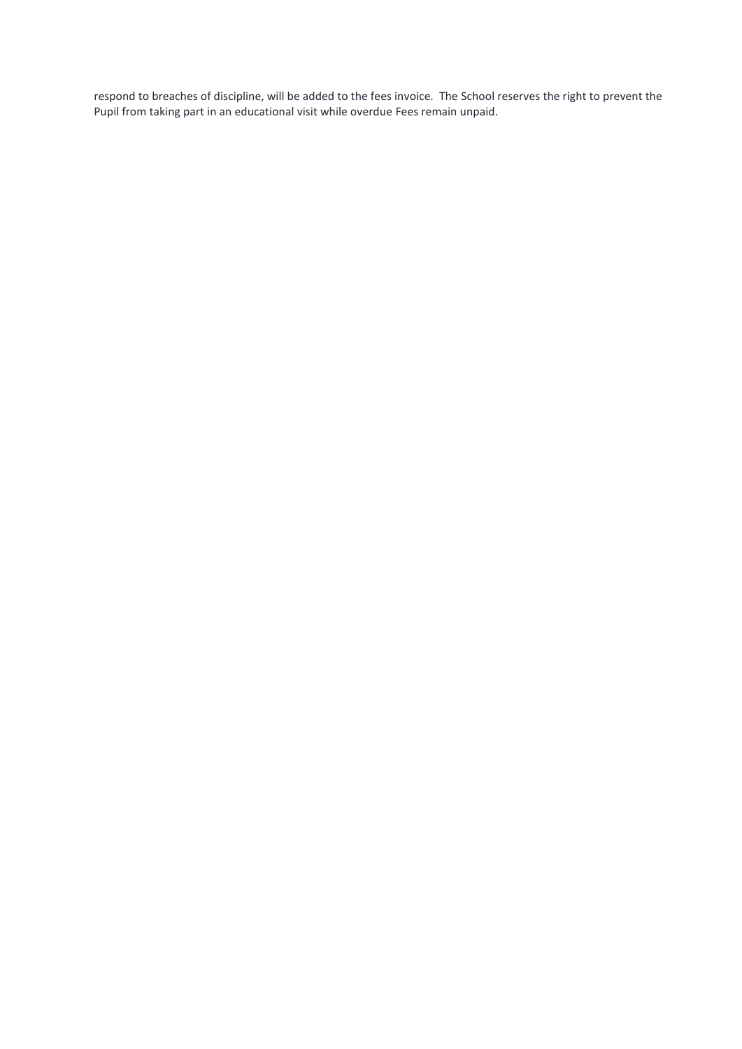respond to breaches of discipline, will be added to the fees invoice. The School reserves the right to prevent the Pupil from taking part in an educational visit while overdue Fees remain unpaid.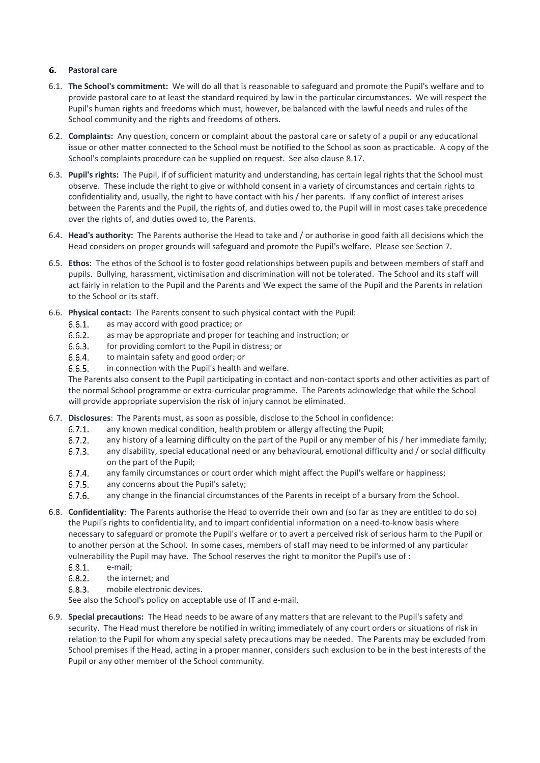## 6. Pastoral care

6.1. **The School's commitment:** We will do all that is reasonable to safeguard and promote the Pupil's welfare and to provide pastoral care to at least the standard required by law in the particular circumstances. We will respect the Pupil's human rights and freedoms which must, however, be balanced with the lawful needs and rules of the School community and the rights and freedoms of others.

6.2. **Complaints:** Any question, concern or complaint about the pastoral care or safety of a pupil or any educational issue or other matter connected to the School must be notified to the School as soon as practicable. A copy of the School's complaints procedure can be supplied on request. See also clause 8.17.

6.3. **Pupil's rights:** The Pupil, if of sufficient maturity and understanding, has certain legal rights that the School must observe. These include the right to give or withhold consent in a variety of circumstances and certain rights to confidentiality and, usually, the right to have contact with his / her parents. If any conflict of interest arises between the Parents and the Pupil, the rights of, and duties owed to, the Pupil will in most cases take precedence over the rights of, and duties owed to, the Parents.

6.4. **Head's authority:** The Parents authorise the Head to take and / or authorise in good faith all decisions which the Head considers on proper grounds will safeguard and promote the Pupil's welfare. Please see Section 7.

6.5. **Ethos**: The ethos of the School is to foster good relationships between pupils and between members of staff and pupils. Bullying, harassment, victimisation and discrimination will not be tolerated. The School and its staff will act fairly in relation to the Pupil and the Parents and We expect the same of the Pupil and the Parents in relation to the School or its staff.

6.6. **Physical contact:** The Parents consent to such physical contact with the Pupil:

- 6.6.1. as may accord with good practice; or
- 6.6.2. as may be appropriate and proper for teaching and instruction; or
- 6.6.3. for providing comfort to the Pupil in distress; or
- 6.6.4. to maintain safety and good order; or
- 6.6.5. in connection with the Pupil's health and welfare.

The Parents also consent to the Pupil participating in contact and non-contact sports and other activities as part of the normal School programme or extra-curricular programme. The Parents acknowledge that while the School will provide appropriate supervision the risk of injury cannot be eliminated.

6.7. **Disclosures**: The Parents must, as soon as possible, disclose to the School in confidence:

- 6.7.1. any known medical condition, health problem or allergy affecting the Pupil;
- 6.7.2. any history of a learning difficulty on the part of the Pupil or any member of his / her immediate family;
- 6.7.3. any disability, special educational need or any behavioural, emotional difficulty and / or social difficulty on the part of the Pupil;
- 6.7.4. any family circumstances or court order which might affect the Pupil's welfare or happiness;
- 6.7.5. any concerns about the Pupil's safety;
- 6.7.6. any change in the financial circumstances of the Parents in receipt of a bursary from the School.

6.8. **Confidentiality**: The Parents authorise the Head to override their own and (so far as they are entitled to do so) the Pupil's rights to confidentiality, and to impart confidential information on a need-to-know basis where necessary to safeguard or promote the Pupil's welfare or to avert a perceived risk of serious harm to the Pupil or to another person at the School. In some cases, members of staff may need to be informed of any particular vulnerability the Pupil may have. The School reserves the right to monitor the Pupil's use of :

- 6.8.1. e-mail;
- 6.8.2. the internet; and
- 6.8.3. mobile electronic devices.

See also the School's policy on acceptable use of IT and e-mail.

6.9. **Special precautions:** The Head needs to be aware of any matters that are relevant to the Pupil's safety and security. The Head must therefore be notified in writing immediately of any court orders or situations of risk in relation to the Pupil for whom any special safety precautions may be needed. The Parents may be excluded from School premises if the Head, acting in a proper manner, considers such exclusion to be in the best interests of the Pupil or any other member of the School community.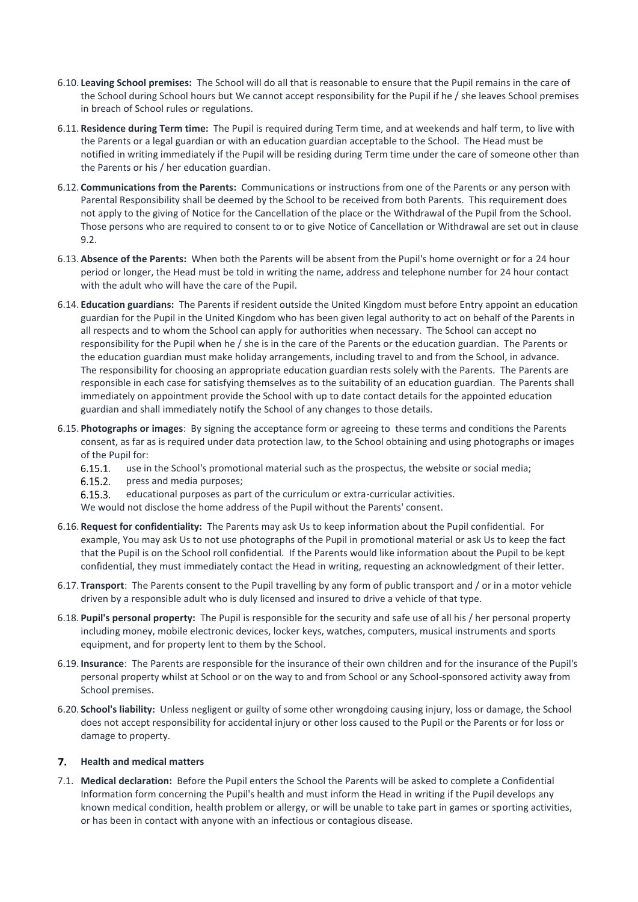6.10. **Leaving School premises:** The School will do all that is reasonable to ensure that the Pupil remains in the care of the School during School hours but We cannot accept responsibility for the Pupil if he / she leaves School premises in breach of School rules or regulations.

6.11. **Residence during Term time:** The Pupil is required during Term time, and at weekends and half term, to live with the Parents or a legal guardian or with an education guardian acceptable to the School. The Head must be notified in writing immediately if the Pupil will be residing during Term time under the care of someone other than the Parents or his / her education guardian.

6.12. **Communications from the Parents:** Communications or instructions from one of the Parents or any person with Parental Responsibility shall be deemed by the School to be received from both Parents. This requirement does not apply to the giving of Notice for the Cancellation of the place or the Withdrawal of the Pupil from the School. Those persons who are required to consent to or to give Notice of Cancellation or Withdrawal are set out in clause 9.2.

6.13. **Absence of the Parents:** When both the Parents will be absent from the Pupil's home overnight or for a 24 hour period or longer, the Head must be told in writing the name, address and telephone number for 24 hour contact with the adult who will have the care of the Pupil.

6.14. **Education guardians:** The Parents if resident outside the United Kingdom must before Entry appoint an education guardian for the Pupil in the United Kingdom who has been given legal authority to act on behalf of the Parents in all respects and to whom the School can apply for authorities when necessary. The School can accept no responsibility for the Pupil when he / she is in the care of the Parents or the education guardian. The Parents or the education guardian must make holiday arrangements, including travel to and from the School, in advance. The responsibility for choosing an appropriate education guardian rests solely with the Parents. The Parents are responsible in each case for satisfying themselves as to the suitability of an education guardian. The Parents shall immediately on appointment provide the School with up to date contact details for the appointed education guardian and shall immediately notify the School of any changes to those details.

6.15. **Photographs or images**: By signing the acceptance form or agreeing to these terms and conditions the Parents consent, as far as is required under data protection law, to the School obtaining and using photographs or images of the Pupil for:

6.15.1. use in the School's promotional material such as the prospectus, the website or social media;

6.15.2. press and media purposes;

6.15.3. educational purposes as part of the curriculum or extra-curricular activities.

We would not disclose the home address of the Pupil without the Parents' consent.

6.16. **Request for confidentiality:** The Parents may ask Us to keep information about the Pupil confidential. For example, You may ask Us to not use photographs of the Pupil in promotional material or ask Us to keep the fact that the Pupil is on the School roll confidential. If the Parents would like information about the Pupil to be kept confidential, they must immediately contact the Head in writing, requesting an acknowledgment of their letter.

6.17. **Transport**: The Parents consent to the Pupil travelling by any form of public transport and / or in a motor vehicle driven by a responsible adult who is duly licensed and insured to drive a vehicle of that type.

6.18. **Pupil's personal property:** The Pupil is responsible for the security and safe use of all his / her personal property including money, mobile electronic devices, locker keys, watches, computers, musical instruments and sports equipment, and for property lent to them by the School.

6.19. **Insurance**: The Parents are responsible for the insurance of their own children and for the insurance of the Pupil's personal property whilst at School or on the way to and from School or any School-sponsored activity away from School premises.

6.20. **School's liability:** Unless negligent or guilty of some other wrongdoing causing injury, loss or damage, the School does not accept responsibility for accidental injury or other loss caused to the Pupil or the Parents or for loss or damage to property.

## 7. Health and medical matters

7.1. **Medical declaration:** Before the Pupil enters the School the Parents will be asked to complete a Confidential Information form concerning the Pupil's health and must inform the Head in writing if the Pupil develops any known medical condition, health problem or allergy, or will be unable to take part in games or sporting activities, or has been in contact with anyone with an infectious or contagious disease.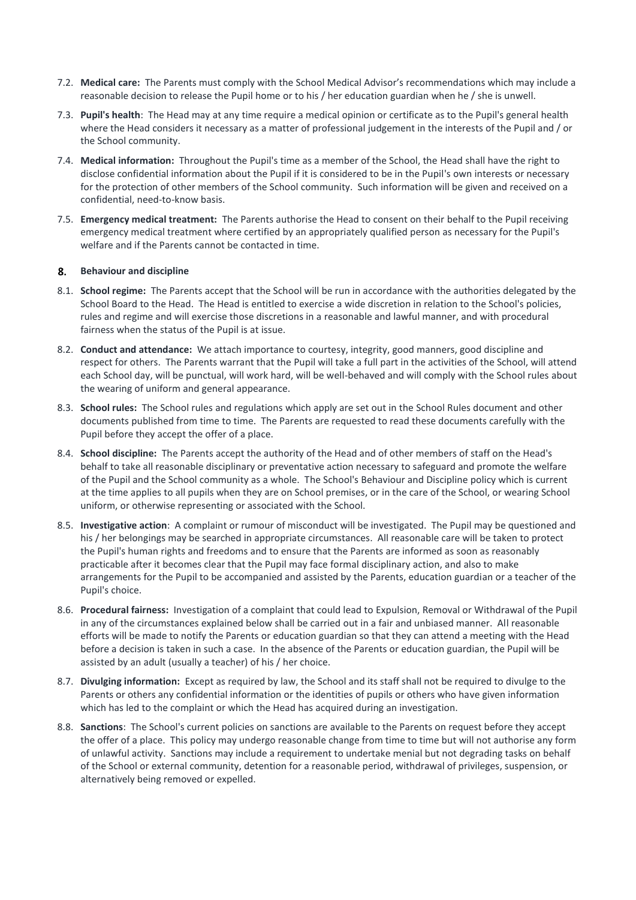7.2. **Medical care:** The Parents must comply with the School Medical Advisor's recommendations which may include a reasonable decision to release the Pupil home or to his / her education guardian when he / she is unwell.

7.3. **Pupil's health**: The Head may at any time require a medical opinion or certificate as to the Pupil's general health where the Head considers it necessary as a matter of professional judgement in the interests of the Pupil and / or the School community.

7.4. **Medical information:** Throughout the Pupil's time as a member of the School, the Head shall have the right to disclose confidential information about the Pupil if it is considered to be in the Pupil's own interests or necessary for the protection of other members of the School community. Such information will be given and received on a confidential, need-to-know basis.

7.5. **Emergency medical treatment:** The Parents authorise the Head to consent on their behalf to the Pupil receiving emergency medical treatment where certified by an appropriately qualified person as necessary for the Pupil's welfare and if the Parents cannot be contacted in time.

## 8. Behaviour and discipline

8.1. **School regime:** The Parents accept that the School will be run in accordance with the authorities delegated by the School Board to the Head. The Head is entitled to exercise a wide discretion in relation to the School's policies, rules and regime and will exercise those discretions in a reasonable and lawful manner, and with procedural fairness when the status of the Pupil is at issue.

8.2. **Conduct and attendance:** We attach importance to courtesy, integrity, good manners, good discipline and respect for others. The Parents warrant that the Pupil will take a full part in the activities of the School, will attend each School day, will be punctual, will work hard, will be well-behaved and will comply with the School rules about the wearing of uniform and general appearance.

8.3. **School rules:** The School rules and regulations which apply are set out in the School Rules document and other documents published from time to time. The Parents are requested to read these documents carefully with the Pupil before they accept the offer of a place.

8.4. **School discipline:** The Parents accept the authority of the Head and of other members of staff on the Head's behalf to take all reasonable disciplinary or preventative action necessary to safeguard and promote the welfare of the Pupil and the School community as a whole. The School's Behaviour and Discipline policy which is current at the time applies to all pupils when they are on School premises, or in the care of the School, or wearing School uniform, or otherwise representing or associated with the School.

8.5. **Investigative action**: A complaint or rumour of misconduct will be investigated. The Pupil may be questioned and his / her belongings may be searched in appropriate circumstances. All reasonable care will be taken to protect the Pupil's human rights and freedoms and to ensure that the Parents are informed as soon as reasonably practicable after it becomes clear that the Pupil may face formal disciplinary action, and also to make arrangements for the Pupil to be accompanied and assisted by the Parents, education guardian or a teacher of the Pupil's choice.

8.6. **Procedural fairness:** Investigation of a complaint that could lead to Expulsion, Removal or Withdrawal of the Pupil in any of the circumstances explained below shall be carried out in a fair and unbiased manner. All reasonable efforts will be made to notify the Parents or education guardian so that they can attend a meeting with the Head before a decision is taken in such a case. In the absence of the Parents or education guardian, the Pupil will be assisted by an adult (usually a teacher) of his / her choice.

8.7. **Divulging information:** Except as required by law, the School and its staff shall not be required to divulge to the Parents or others any confidential information or the identities of pupils or others who have given information which has led to the complaint or which the Head has acquired during an investigation.

8.8. **Sanctions**: The School's current policies on sanctions are available to the Parents on request before they accept the offer of a place. This policy may undergo reasonable change from time to time but will not authorise any form of unlawful activity. Sanctions may include a requirement to undertake menial but not degrading tasks on behalf of the School or external community, detention for a reasonable period, withdrawal of privileges, suspension, or alternatively being removed or expelled.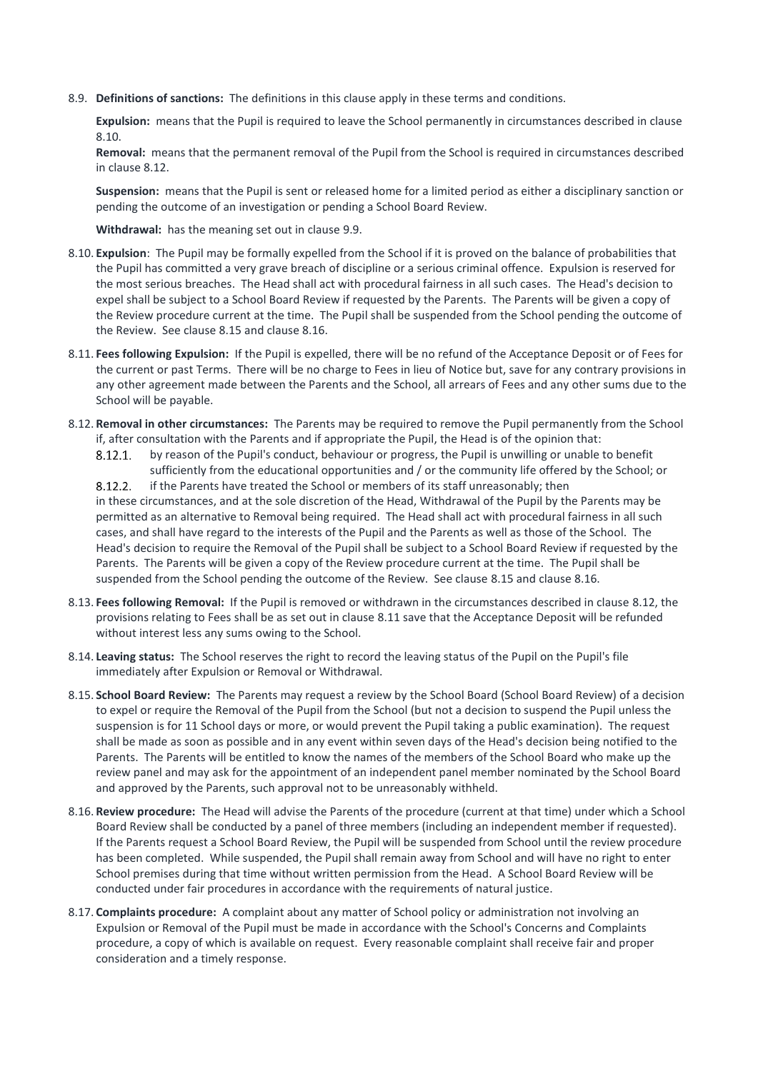8.9. **Definitions of sanctions:** The definitions in this clause apply in these terms and conditions.

**Expulsion:** means that the Pupil is required to leave the School permanently in circumstances described in clause 8.10.

**Removal:** means that the permanent removal of the Pupil from the School is required in circumstances described in clause 8.12.

**Suspension:** means that the Pupil is sent or released home for a limited period as either a disciplinary sanction or pending the outcome of an investigation or pending a School Board Review.

**Withdrawal:** has the meaning set out in clause 9.9.

8.10. **Expulsion**: The Pupil may be formally expelled from the School if it is proved on the balance of probabilities that the Pupil has committed a very grave breach of discipline or a serious criminal offence. Expulsion is reserved for the most serious breaches. The Head shall act with procedural fairness in all such cases. The Head's decision to expel shall be subject to a School Board Review if requested by the Parents. The Parents will be given a copy of the Review procedure current at the time. The Pupil shall be suspended from the School pending the outcome of the Review. See clause 8.15 and clause 8.16.

8.11. **Fees following Expulsion:** If the Pupil is expelled, there will be no refund of the Acceptance Deposit or of Fees for the current or past Terms. There will be no charge to Fees in lieu of Notice but, save for any contrary provisions in any other agreement made between the Parents and the School, all arrears of Fees and any other sums due to the School will be payable.

8.12. **Removal in other circumstances:** The Parents may be required to remove the Pupil permanently from the School if, after consultation with the Parents and if appropriate the Pupil, the Head is of the opinion that:

8.12.1. by reason of the Pupil's conduct, behaviour or progress, the Pupil is unwilling or unable to benefit sufficiently from the educational opportunities and / or the community life offered by the School; or

8.12.2. if the Parents have treated the School or members of its staff unreasonably; then

in these circumstances, and at the sole discretion of the Head, Withdrawal of the Pupil by the Parents may be permitted as an alternative to Removal being required. The Head shall act with procedural fairness in all such cases, and shall have regard to the interests of the Pupil and the Parents as well as those of the School. The Head's decision to require the Removal of the Pupil shall be subject to a School Board Review if requested by the Parents. The Parents will be given a copy of the Review procedure current at the time. The Pupil shall be suspended from the School pending the outcome of the Review. See clause 8.15 and clause 8.16.

8.13. **Fees following Removal:** If the Pupil is removed or withdrawn in the circumstances described in clause 8.12, the provisions relating to Fees shall be as set out in clause 8.11 save that the Acceptance Deposit will be refunded without interest less any sums owing to the School.

8.14. **Leaving status:** The School reserves the right to record the leaving status of the Pupil on the Pupil's file immediately after Expulsion or Removal or Withdrawal.

8.15. **School Board Review:** The Parents may request a review by the School Board (School Board Review) of a decision to expel or require the Removal of the Pupil from the School (but not a decision to suspend the Pupil unless the suspension is for 11 School days or more, or would prevent the Pupil taking a public examination). The request shall be made as soon as possible and in any event within seven days of the Head's decision being notified to the Parents. The Parents will be entitled to know the names of the members of the School Board who make up the review panel and may ask for the appointment of an independent panel member nominated by the School Board and approved by the Parents, such approval not to be unreasonably withheld.

8.16. **Review procedure:** The Head will advise the Parents of the procedure (current at that time) under which a School Board Review shall be conducted by a panel of three members (including an independent member if requested). If the Parents request a School Board Review, the Pupil will be suspended from School until the review procedure has been completed. While suspended, the Pupil shall remain away from School and will have no right to enter School premises during that time without written permission from the Head. A School Board Review will be conducted under fair procedures in accordance with the requirements of natural justice.

8.17. **Complaints procedure:** A complaint about any matter of School policy or administration not involving an Expulsion or Removal of the Pupil must be made in accordance with the School's Concerns and Complaints procedure, a copy of which is available on request. Every reasonable complaint shall receive fair and proper consideration and a timely response.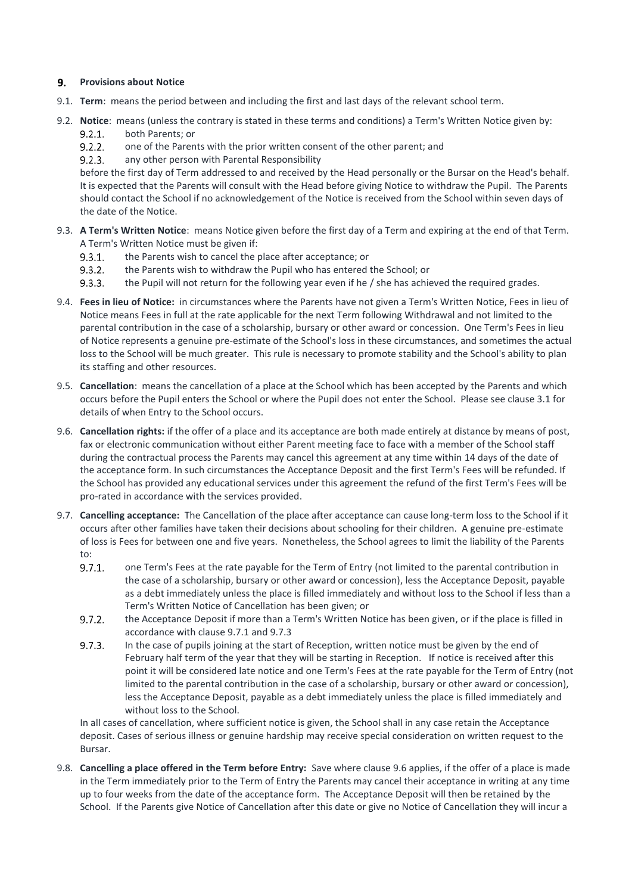## 9. Provisions about Notice

9.1. **Term**: means the period between and including the first and last days of the relevant school term.

9.2. **Notice**: means (unless the contrary is stated in these terms and conditions) a Term's Written Notice given by:

- 9.2.1. both Parents; or
- 9.2.2. one of the Parents with the prior written consent of the other parent; and
- 9.2.3. any other person with Parental Responsibility

before the first day of Term addressed to and received by the Head personally or the Bursar on the Head's behalf. It is expected that the Parents will consult with the Head before giving Notice to withdraw the Pupil. The Parents should contact the School if no acknowledgement of the Notice is received from the School within seven days of the date of the Notice.

9.3. **A Term's Written Notice**: means Notice given before the first day of a Term and expiring at the end of that Term. A Term's Written Notice must be given if:

- 9.3.1. the Parents wish to cancel the place after acceptance; or
- 9.3.2. the Parents wish to withdraw the Pupil who has entered the School; or
- 9.3.3. the Pupil will not return for the following year even if he / she has achieved the required grades.

9.4. **Fees in lieu of Notice:** in circumstances where the Parents have not given a Term's Written Notice, Fees in lieu of Notice means Fees in full at the rate applicable for the next Term following Withdrawal and not limited to the parental contribution in the case of a scholarship, bursary or other award or concession. One Term's Fees in lieu of Notice represents a genuine pre-estimate of the School's loss in these circumstances, and sometimes the actual loss to the School will be much greater. This rule is necessary to promote stability and the School's ability to plan its staffing and other resources.

9.5. **Cancellation**: means the cancellation of a place at the School which has been accepted by the Parents and which occurs before the Pupil enters the School or where the Pupil does not enter the School. Please see clause 3.1 for details of when Entry to the School occurs.

9.6. **Cancellation rights:** if the offer of a place and its acceptance are both made entirely at distance by means of post, fax or electronic communication without either Parent meeting face to face with a member of the School staff during the contractual process the Parents may cancel this agreement at any time within 14 days of the date of the acceptance form. In such circumstances the Acceptance Deposit and the first Term's Fees will be refunded. If the School has provided any educational services under this agreement the refund of the first Term's Fees will be pro-rated in accordance with the services provided.

9.7. **Cancelling acceptance:** The Cancellation of the place after acceptance can cause long-term loss to the School if it occurs after other families have taken their decisions about schooling for their children. A genuine pre-estimate of loss is Fees for between one and five years. Nonetheless, the School agrees to limit the liability of the Parents to:

- 9.7.1. one Term's Fees at the rate payable for the Term of Entry (not limited to the parental contribution in the case of a scholarship, bursary or other award or concession), less the Acceptance Deposit, payable as a debt immediately unless the place is filled immediately and without loss to the School if less than a Term's Written Notice of Cancellation has been given; or
- 9.7.2. the Acceptance Deposit if more than a Term's Written Notice has been given, or if the place is filled in accordance with clause 9.7.1 and 9.7.3
- 9.7.3. In the case of pupils joining at the start of Reception, written notice must be given by the end of February half term of the year that they will be starting in Reception. If notice is received after this point it will be considered late notice and one Term's Fees at the rate payable for the Term of Entry (not limited to the parental contribution in the case of a scholarship, bursary or other award or concession), less the Acceptance Deposit, payable as a debt immediately unless the place is filled immediately and without loss to the School.

In all cases of cancellation, where sufficient notice is given, the School shall in any case retain the Acceptance deposit. Cases of serious illness or genuine hardship may receive special consideration on written request to the Bursar.

9.8. **Cancelling a place offered in the Term before Entry:** Save where clause 9.6 applies, if the offer of a place is made in the Term immediately prior to the Term of Entry the Parents may cancel their acceptance in writing at any time up to four weeks from the date of the acceptance form. The Acceptance Deposit will then be retained by the School. If the Parents give Notice of Cancellation after this date or give no Notice of Cancellation they will incur a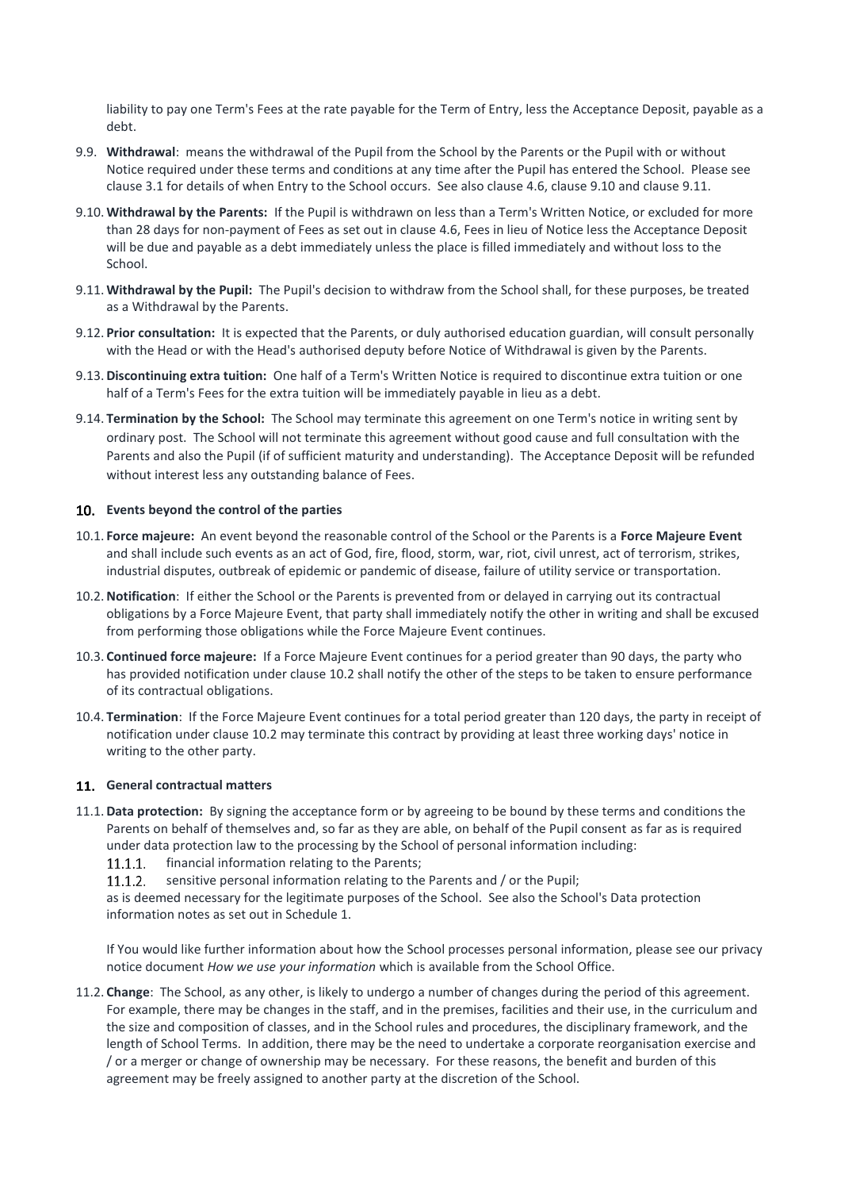liability to pay one Term's Fees at the rate payable for the Term of Entry, less the Acceptance Deposit, payable as a debt.

9.9. **Withdrawal**: means the withdrawal of the Pupil from the School by the Parents or the Pupil with or without Notice required under these terms and conditions at any time after the Pupil has entered the School. Please see clause 3.1 for details of when Entry to the School occurs. See also clause 4.6, clause 9.10 and clause 9.11.

9.10. **Withdrawal by the Parents:** If the Pupil is withdrawn on less than a Term's Written Notice, or excluded for more than 28 days for non-payment of Fees as set out in clause 4.6, Fees in lieu of Notice less the Acceptance Deposit will be due and payable as a debt immediately unless the place is filled immediately and without loss to the School.

9.11. **Withdrawal by the Pupil:** The Pupil's decision to withdraw from the School shall, for these purposes, be treated as a Withdrawal by the Parents.

9.12. **Prior consultation:** It is expected that the Parents, or duly authorised education guardian, will consult personally with the Head or with the Head's authorised deputy before Notice of Withdrawal is given by the Parents.

9.13. **Discontinuing extra tuition:** One half of a Term's Written Notice is required to discontinue extra tuition or one half of a Term's Fees for the extra tuition will be immediately payable in lieu as a debt.

9.14. **Termination by the School:** The School may terminate this agreement on one Term's notice in writing sent by ordinary post. The School will not terminate this agreement without good cause and full consultation with the Parents and also the Pupil (if of sufficient maturity and understanding). The Acceptance Deposit will be refunded without interest less any outstanding balance of Fees.

## 10. Events beyond the control of the parties

10.1. **Force majeure:** An event beyond the reasonable control of the School or the Parents is a **Force Majeure Event** and shall include such events as an act of God, fire, flood, storm, war, riot, civil unrest, act of terrorism, strikes, industrial disputes, outbreak of epidemic or pandemic of disease, failure of utility service or transportation.

10.2. **Notification**: If either the School or the Parents is prevented from or delayed in carrying out its contractual obligations by a Force Majeure Event, that party shall immediately notify the other in writing and shall be excused from performing those obligations while the Force Majeure Event continues.

10.3. **Continued force majeure:** If a Force Majeure Event continues for a period greater than 90 days, the party who has provided notification under clause 10.2 shall notify the other of the steps to be taken to ensure performance of its contractual obligations.

10.4. **Termination**: If the Force Majeure Event continues for a total period greater than 120 days, the party in receipt of notification under clause 10.2 may terminate this contract by providing at least three working days' notice in writing to the other party.

## 11. General contractual matters

11.1. **Data protection:** By signing the acceptance form or by agreeing to be bound by these terms and conditions the Parents on behalf of themselves and, so far as they are able, on behalf of the Pupil consent as far as is required under data protection law to the processing by the School of personal information including:

11.1.1. financial information relating to the Parents;

11.1.2. sensitive personal information relating to the Parents and / or the Pupil;

as is deemed necessary for the legitimate purposes of the School. See also the School's Data protection information notes as set out in Schedule 1.

If You would like further information about how the School processes personal information, please see our privacy notice document *How we use your information* which is available from the School Office.

11.2. **Change**: The School, as any other, is likely to undergo a number of changes during the period of this agreement. For example, there may be changes in the staff, and in the premises, facilities and their use, in the curriculum and the size and composition of classes, and in the School rules and procedures, the disciplinary framework, and the length of School Terms. In addition, there may be the need to undertake a corporate reorganisation exercise and / or a merger or change of ownership may be necessary. For these reasons, the benefit and burden of this agreement may be freely assigned to another party at the discretion of the School.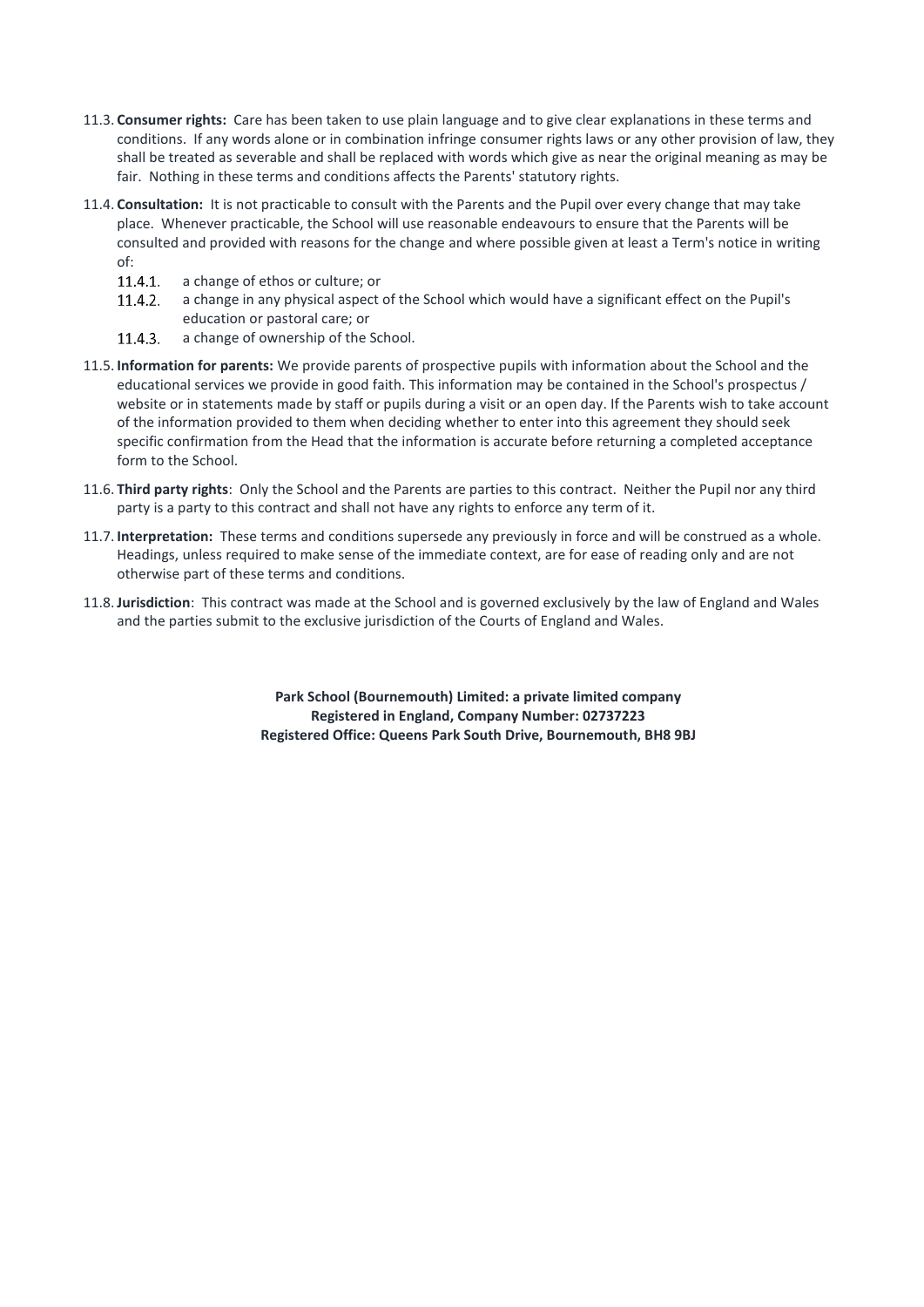11.3. **Consumer rights:** Care has been taken to use plain language and to give clear explanations in these terms and conditions. If any words alone or in combination infringe consumer rights laws or any other provision of law, they shall be treated as severable and shall be replaced with words which give as near the original meaning as may be fair. Nothing in these terms and conditions affects the Parents' statutory rights.

11.4. **Consultation:** It is not practicable to consult with the Parents and the Pupil over every change that may take place. Whenever practicable, the School will use reasonable endeavours to ensure that the Parents will be consulted and provided with reasons for the change and where possible given at least a Term's notice in writing of:

- 11.4.1. a change of ethos or culture; or
- 11.4.2. a change in any physical aspect of the School which would have a significant effect on the Pupil's education or pastoral care; or
- 11.4.3. a change of ownership of the School.

11.5. **Information for parents:** We provide parents of prospective pupils with information about the School and the educational services we provide in good faith. This information may be contained in the School's prospectus / website or in statements made by staff or pupils during a visit or an open day. If the Parents wish to take account of the information provided to them when deciding whether to enter into this agreement they should seek specific confirmation from the Head that the information is accurate before returning a completed acceptance form to the School.

11.6. **Third party rights**: Only the School and the Parents are parties to this contract. Neither the Pupil nor any third party is a party to this contract and shall not have any rights to enforce any term of it.

11.7. **Interpretation:** These terms and conditions supersede any previously in force and will be construed as a whole. Headings, unless required to make sense of the immediate context, are for ease of reading only and are not otherwise part of these terms and conditions.

11.8. **Jurisdiction**: This contract was made at the School and is governed exclusively by the law of England and Wales and the parties submit to the exclusive jurisdiction of the Courts of England and Wales.

**Park School (Bournemouth) Limited: a private limited company**
**Registered in England, Company Number: 02737223**
**Registered Office: Queens Park South Drive, Bournemouth, BH8 9BJ**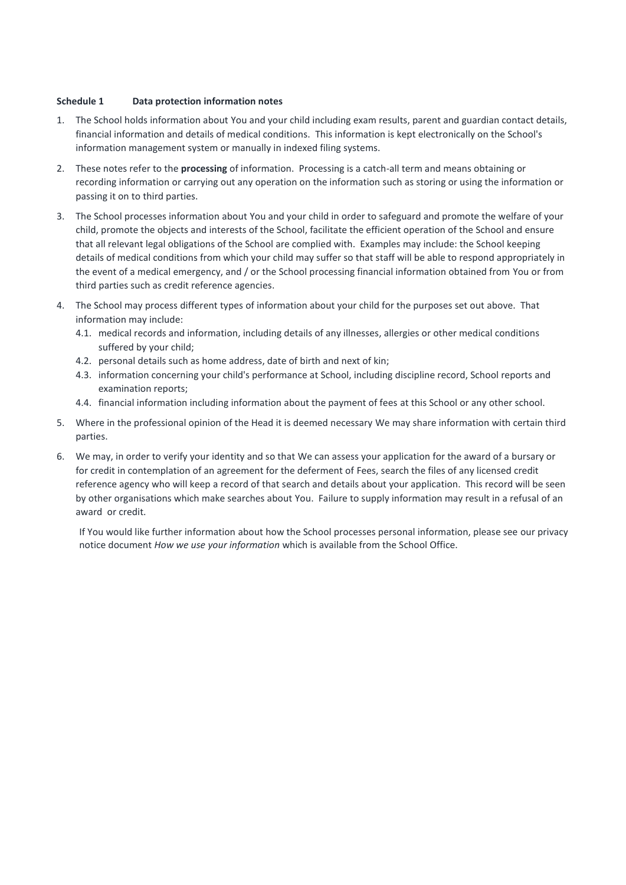**Schedule 1 Data protection information notes**

1. The School holds information about You and your child including exam results, parent and guardian contact details, financial information and details of medical conditions. This information is kept electronically on the School's information management system or manually in indexed filing systems.
2. These notes refer to the **processing** of information. Processing is a catch-all term and means obtaining or recording information or carrying out any operation on the information such as storing or using the information or passing it on to third parties.
3. The School processes information about You and your child in order to safeguard and promote the welfare of your child, promote the objects and interests of the School, facilitate the efficient operation of the School and ensure that all relevant legal obligations of the School are complied with. Examples may include: the School keeping details of medical conditions from which your child may suffer so that staff will be able to respond appropriately in the event of a medical emergency, and / or the School processing financial information obtained from You or from third parties such as credit reference agencies.
4. The School may process different types of information about your child for the purposes set out above. That information may include:
   - 4.1. medical records and information, including details of any illnesses, allergies or other medical conditions suffered by your child;
   - 4.2. personal details such as home address, date of birth and next of kin;
   - 4.3. information concerning your child's performance at School, including discipline record, School reports and examination reports;
   - 4.4. financial information including information about the payment of fees at this School or any other school.
5. Where in the professional opinion of the Head it is deemed necessary We may share information with certain third parties.
6. We may, in order to verify your identity and so that We can assess your application for the award of a bursary or for credit in contemplation of an agreement for the deferment of Fees, search the files of any licensed credit reference agency who will keep a record of that search and details about your application. This record will be seen by other organisations which make searches about You. Failure to supply information may result in a refusal of an award or credit.

   If You would like further information about how the School processes personal information, please see our privacy notice document *How we use your information* which is available from the School Office.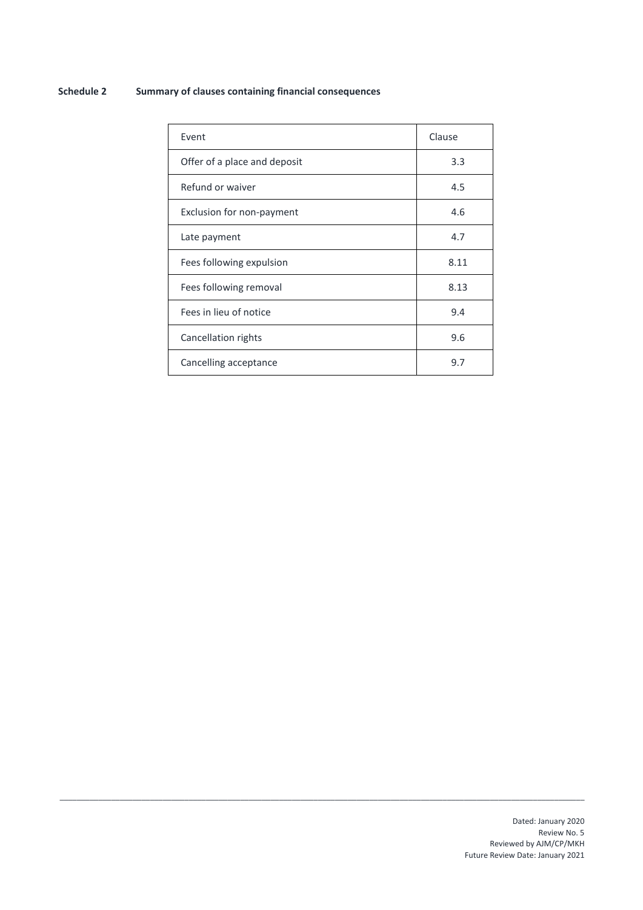**Schedule 2 Summary of clauses containing financial consequences**

| Event | Clause |
|---|---|
| Offer of a place and deposit | 3.3 |
| Refund or waiver | 4.5 |
| Exclusion for non-payment | 4.6 |
| Late payment | 4.7 |
| Fees following expulsion | 8.11 |
| Fees following removal | 8.13 |
| Fees in lieu of notice | 9.4 |
| Cancellation rights | 9.6 |
| Cancelling acceptance | 9.7 |

Dated: January 2020
Review No. 5
Reviewed by AJM/CP/MKH
Future Review Date: January 2021